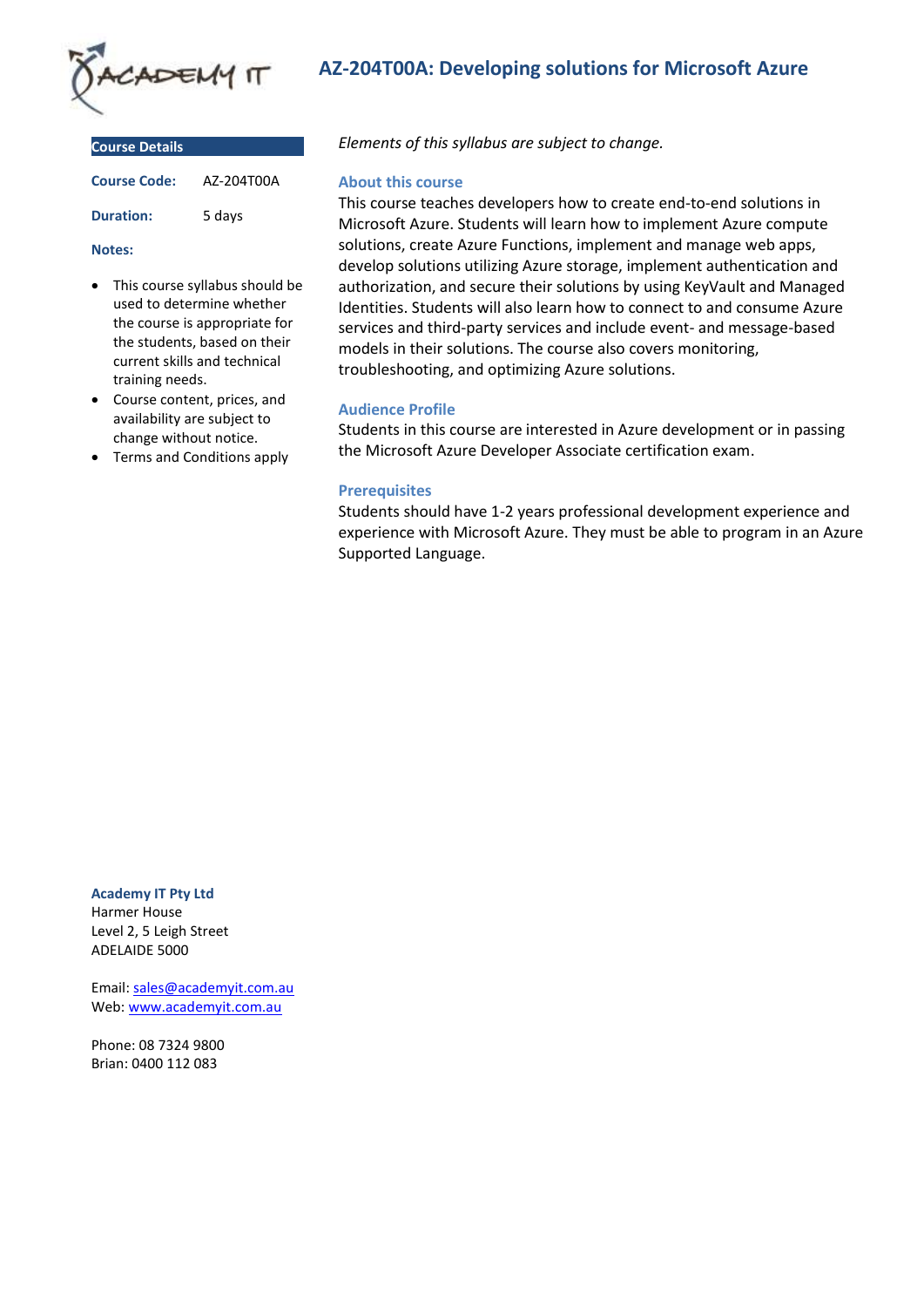# AZ-204T00A: Developing solutions for Microsoft Azure

## Course Details

**Course Code:** AZ-204T00A

**Duration:** 5 days

**Notes:**

- This course syllabus should be used to determine whether the course is appropriate for the students, based on their current skills and technical training needs.
- Course content, prices, and availability are subject to change without notice.
- Terms and Conditions apply

*Elements of this syllabus are subject to change.*

## About this course

This course teaches developers how to create end-to-end solutions in Microsoft Azure. Students will learn how to implement Azure compute solutions, create Azure Functions, implement and manage web apps, develop solutions utilizing Azure storage, implement authentication and authorization, and secure their solutions by using KeyVault and Managed Identities. Students will also learn how to connect to and consume Azure services and third-party services and include event- and message-based models in their solutions. The course also covers monitoring, troubleshooting, and optimizing Azure solutions.

## Audience Profile

Students in this course are interested in Azure development or in passing the Microsoft Azure Developer Associate certification exam.

## Prerequisites

Students should have 1-2 years professional development experience and experience with Microsoft Azure. They must be able to program in an Azure Supported Language.

**Academy IT Pty Ltd**
Harmer House
Level 2, 5 Leigh Street
ADELAIDE 5000

Email: sales@academyit.com.au
Web: www.academyit.com.au

Phone: 08 7324 9800
Brian: 0400 112 083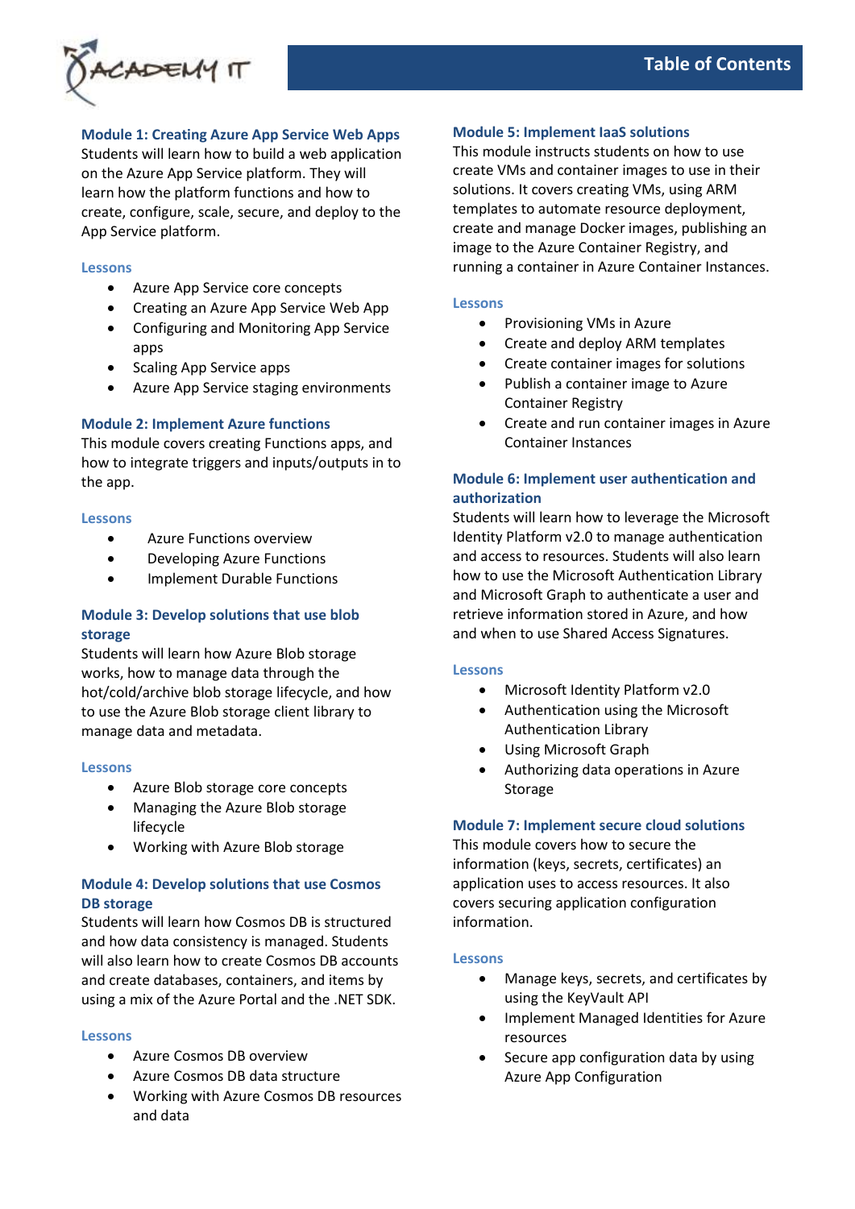# Table of Contents

### Module 1: Creating Azure App Service Web Apps

Students will learn how to build a web application on the Azure App Service platform. They will learn how the platform functions and how to create, configure, scale, secure, and deploy to the App Service platform.

#### Lessons

- Azure App Service core concepts
- Creating an Azure App Service Web App
- Configuring and Monitoring App Service apps
- Scaling App Service apps
- Azure App Service staging environments

### Module 2: Implement Azure functions

This module covers creating Functions apps, and how to integrate triggers and inputs/outputs in to the app.

#### Lessons

- Azure Functions overview
- Developing Azure Functions
- Implement Durable Functions

### Module 3: Develop solutions that use blob storage

Students will learn how Azure Blob storage works, how to manage data through the hot/cold/archive blob storage lifecycle, and how to use the Azure Blob storage client library to manage data and metadata.

#### Lessons

- Azure Blob storage core concepts
- Managing the Azure Blob storage lifecycle
- Working with Azure Blob storage

### Module 4: Develop solutions that use Cosmos DB storage

Students will learn how Cosmos DB is structured and how data consistency is managed. Students will also learn how to create Cosmos DB accounts and create databases, containers, and items by using a mix of the Azure Portal and the .NET SDK.

#### Lessons

- Azure Cosmos DB overview
- Azure Cosmos DB data structure
- Working with Azure Cosmos DB resources and data

### Module 5: Implement IaaS solutions

This module instructs students on how to use create VMs and container images to use in their solutions. It covers creating VMs, using ARM templates to automate resource deployment, create and manage Docker images, publishing an image to the Azure Container Registry, and running a container in Azure Container Instances.

#### Lessons

- Provisioning VMs in Azure
- Create and deploy ARM templates
- Create container images for solutions
- Publish a container image to Azure Container Registry
- Create and run container images in Azure Container Instances

### Module 6: Implement user authentication and authorization

Students will learn how to leverage the Microsoft Identity Platform v2.0 to manage authentication and access to resources. Students will also learn how to use the Microsoft Authentication Library and Microsoft Graph to authenticate a user and retrieve information stored in Azure, and how and when to use Shared Access Signatures.

#### Lessons

- Microsoft Identity Platform v2.0
- Authentication using the Microsoft Authentication Library
- Using Microsoft Graph
- Authorizing data operations in Azure Storage

### Module 7: Implement secure cloud solutions

This module covers how to secure the information (keys, secrets, certificates) an application uses to access resources. It also covers securing application configuration information.

#### Lessons

- Manage keys, secrets, and certificates by using the KeyVault API
- Implement Managed Identities for Azure resources
- Secure app configuration data by using Azure App Configuration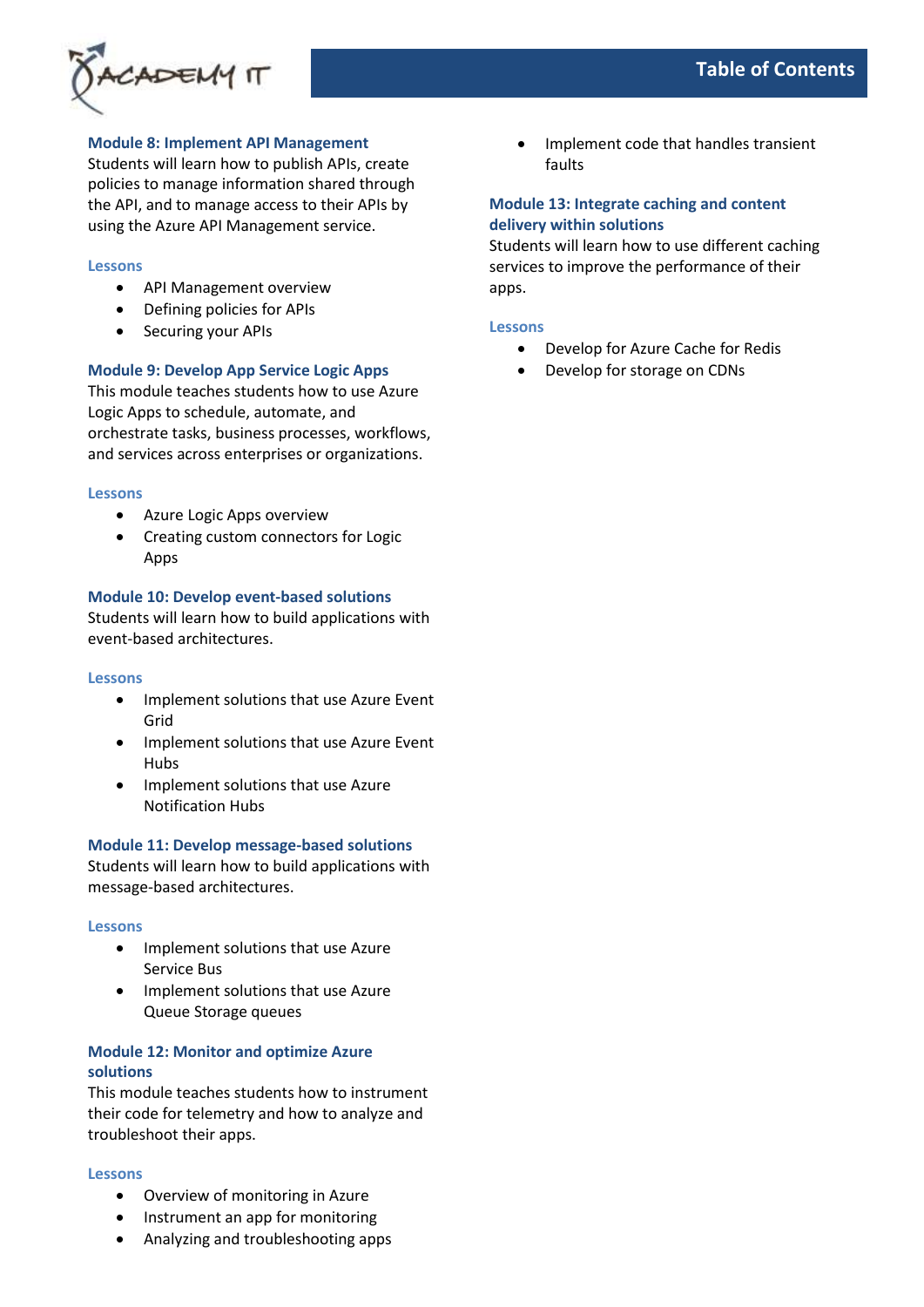### Module 8: Implement API Management

Students will learn how to publish APIs, create policies to manage information shared through the API, and to manage access to their APIs by using the Azure API Management service.

#### Lessons

- API Management overview
- Defining policies for APIs
- Securing your APIs

### Module 9: Develop App Service Logic Apps

This module teaches students how to use Azure Logic Apps to schedule, automate, and orchestrate tasks, business processes, workflows, and services across enterprises or organizations.

#### Lessons

- Azure Logic Apps overview
- Creating custom connectors for Logic Apps

### Module 10: Develop event-based solutions

Students will learn how to build applications with event-based architectures.

#### Lessons

- Implement solutions that use Azure Event Grid
- Implement solutions that use Azure Event Hubs
- Implement solutions that use Azure Notification Hubs

### Module 11: Develop message-based solutions

Students will learn how to build applications with message-based architectures.

#### Lessons

- Implement solutions that use Azure Service Bus
- Implement solutions that use Azure Queue Storage queues

### Module 12: Monitor and optimize Azure solutions

This module teaches students how to instrument their code for telemetry and how to analyze and troubleshoot their apps.

#### Lessons

- Overview of monitoring in Azure
- Instrument an app for monitoring
- Analyzing and troubleshooting apps
- Implement code that handles transient faults

### Module 13: Integrate caching and content delivery within solutions

Students will learn how to use different caching services to improve the performance of their apps.

#### Lessons

- Develop for Azure Cache for Redis
- Develop for storage on CDNs